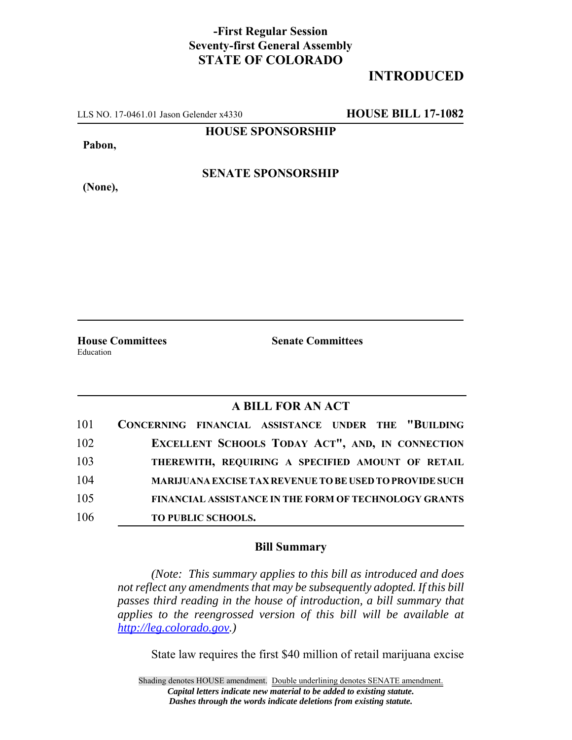**-First Regular Session**
**Seventy-first General Assembly**
**STATE OF COLORADO**

**INTRODUCED**

LLS NO. 17-0461.01 Jason Gelender x4330 **HOUSE BILL 17-1082**

**HOUSE SPONSORSHIP**

**Pabon,**

**SENATE SPONSORSHIP**

**(None),**

**House Committees**
Education

**Senate Committees**

## A BILL FOR AN ACT

101 CONCERNING FINANCIAL ASSISTANCE UNDER THE "BUILDING
102 EXCELLENT SCHOOLS TODAY ACT", AND, IN CONNECTION
103 THEREWITH, REQUIRING A SPECIFIED AMOUNT OF RETAIL
104 MARIJUANA EXCISE TAX REVENUE TO BE USED TO PROVIDE SUCH
105 FINANCIAL ASSISTANCE IN THE FORM OF TECHNOLOGY GRANTS
106 TO PUBLIC SCHOOLS.

### Bill Summary

*(Note: This summary applies to this bill as introduced and does not reflect any amendments that may be subsequently adopted. If this bill passes third reading in the house of introduction, a bill summary that applies to the reengrossed version of this bill will be available at http://leg.colorado.gov.)*

State law requires the first $40 million of retail marijuana excise

Shading denotes HOUSE amendment. Double underlining denotes SENATE amendment.
*Capital letters indicate new material to be added to existing statute.*
*Dashes through the words indicate deletions from existing statute.*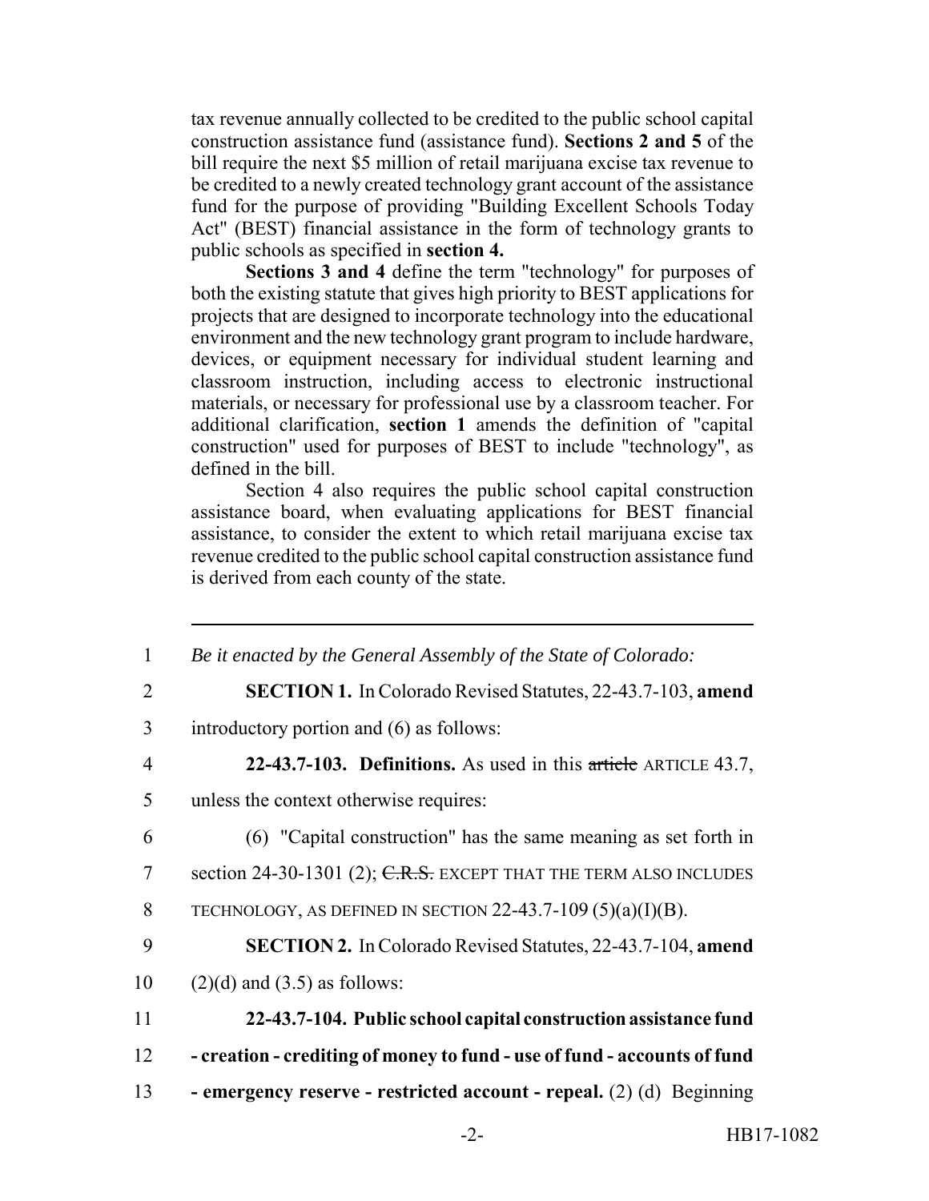tax revenue annually collected to be credited to the public school capital construction assistance fund (assistance fund). **Sections 2 and 5** of the bill require the next $5 million of retail marijuana excise tax revenue to be credited to a newly created technology grant account of the assistance fund for the purpose of providing "Building Excellent Schools Today Act" (BEST) financial assistance in the form of technology grants to public schools as specified in **section 4.**

**Sections 3 and 4** define the term "technology" for purposes of both the existing statute that gives high priority to BEST applications for projects that are designed to incorporate technology into the educational environment and the new technology grant program to include hardware, devices, or equipment necessary for individual student learning and classroom instruction, including access to electronic instructional materials, or necessary for professional use by a classroom teacher. For additional clarification, **section 1** amends the definition of "capital construction" used for purposes of BEST to include "technology", as defined in the bill.

Section 4 also requires the public school capital construction assistance board, when evaluating applications for BEST financial assistance, to consider the extent to which retail marijuana excise tax revenue credited to the public school capital construction assistance fund is derived from each county of the state.

---

1 *Be it enacted by the General Assembly of the State of Colorado:*

2 **SECTION 1.** In Colorado Revised Statutes, 22-43.7-103, **amend**

3 introductory portion and (6) as follows:

4 **22-43.7-103. Definitions.** As used in this ~~article~~ ARTICLE 43.7,

5 unless the context otherwise requires:

6 (6) "Capital construction" has the same meaning as set forth in

7 section 24-30-1301 (2); ~~C.R.S.~~ EXCEPT THAT THE TERM ALSO INCLUDES

8 TECHNOLOGY, AS DEFINED IN SECTION 22-43.7-109 (5)(a)(I)(B).

9 **SECTION 2.** In Colorado Revised Statutes, 22-43.7-104, **amend**

10 (2)(d) and (3.5) as follows:

11 **22-43.7-104. Public school capital construction assistance fund**

12 **- creation - crediting of money to fund - use of fund - accounts of fund**

13 **- emergency reserve - restricted account - repeal.** (2) (d) Beginning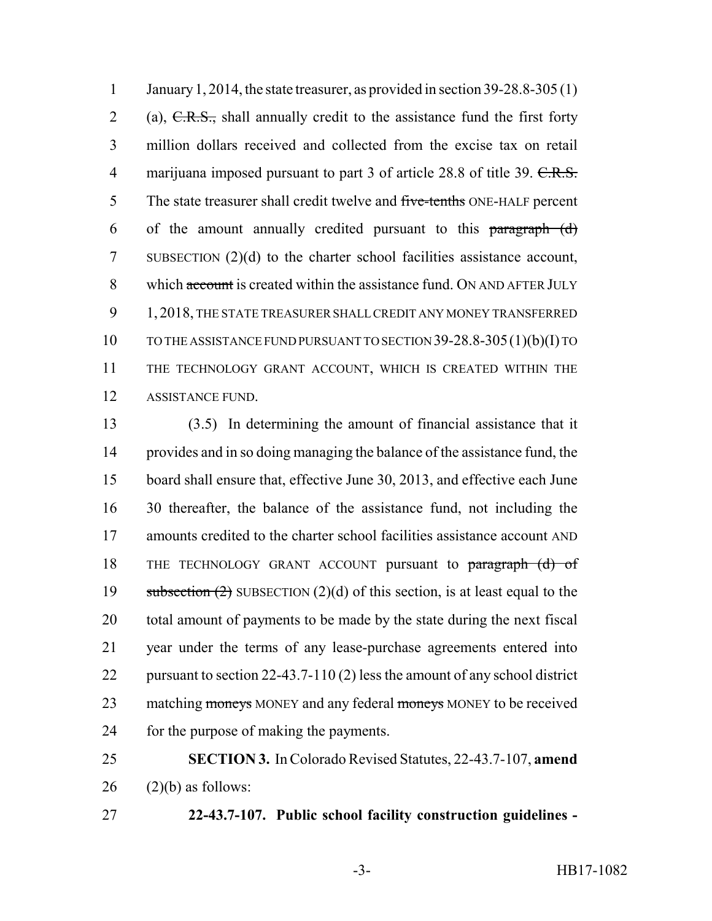January 1, 2014, the state treasurer, as provided in section 39-28.8-305 (1) (a), ~~C.R.S.,~~ shall annually credit to the assistance fund the first forty million dollars received and collected from the excise tax on retail marijuana imposed pursuant to part 3 of article 28.8 of title 39. ~~C.R.S.~~ The state treasurer shall credit twelve and ~~five-tenths~~ ONE-HALF percent of the amount annually credited pursuant to this ~~paragraph (d)~~ SUBSECTION (2)(d) to the charter school facilities assistance account, which ~~account~~ is created within the assistance fund. ON AND AFTER JULY 1, 2018, THE STATE TREASURER SHALL CREDIT ANY MONEY TRANSFERRED TO THE ASSISTANCE FUND PURSUANT TO SECTION 39-28.8-305 (1)(b)(I) TO THE TECHNOLOGY GRANT ACCOUNT, WHICH IS CREATED WITHIN THE ASSISTANCE FUND.

(3.5) In determining the amount of financial assistance that it provides and in so doing managing the balance of the assistance fund, the board shall ensure that, effective June 30, 2013, and effective each June 30 thereafter, the balance of the assistance fund, not including the amounts credited to the charter school facilities assistance account AND THE TECHNOLOGY GRANT ACCOUNT pursuant to ~~paragraph (d) of subsection (2)~~ SUBSECTION (2)(d) of this section, is at least equal to the total amount of payments to be made by the state during the next fiscal year under the terms of any lease-purchase agreements entered into pursuant to section 22-43.7-110 (2) less the amount of any school district matching ~~moneys~~ MONEY and any federal ~~moneys~~ MONEY to be received for the purpose of making the payments.

**SECTION 3.** In Colorado Revised Statutes, 22-43.7-107, **amend** (2)(b) as follows:

**22-43.7-107. Public school facility construction guidelines -**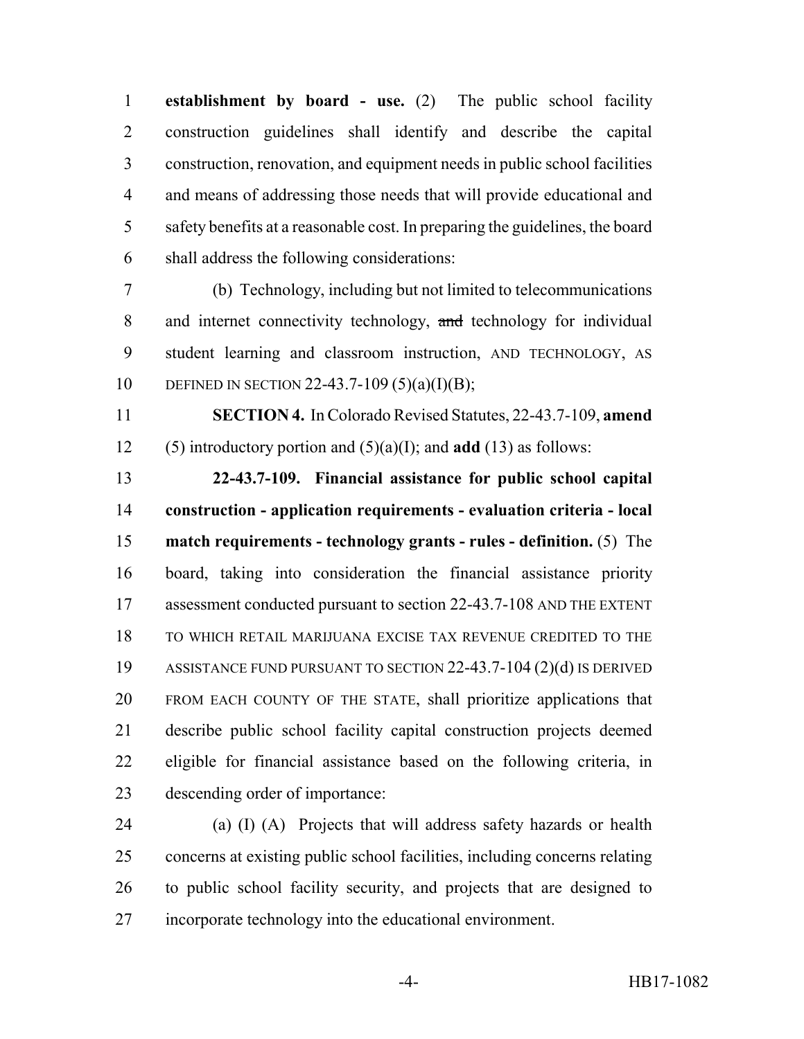**establishment by board - use.** (2) The public school facility construction guidelines shall identify and describe the capital construction, renovation, and equipment needs in public school facilities and means of addressing those needs that will provide educational and safety benefits at a reasonable cost. In preparing the guidelines, the board shall address the following considerations:

(b) Technology, including but not limited to telecommunications and internet connectivity technology, ~~and~~ technology for individual student learning and classroom instruction, AND TECHNOLOGY, AS DEFINED IN SECTION 22-43.7-109 (5)(a)(I)(B);

**SECTION 4.** In Colorado Revised Statutes, 22-43.7-109, **amend** (5) introductory portion and (5)(a)(I); and **add** (13) as follows:

**22-43.7-109. Financial assistance for public school capital construction - application requirements - evaluation criteria - local match requirements - technology grants - rules - definition.** (5) The board, taking into consideration the financial assistance priority assessment conducted pursuant to section 22-43.7-108 AND THE EXTENT TO WHICH RETAIL MARIJUANA EXCISE TAX REVENUE CREDITED TO THE ASSISTANCE FUND PURSUANT TO SECTION 22-43.7-104 (2)(d) IS DERIVED FROM EACH COUNTY OF THE STATE, shall prioritize applications that describe public school facility capital construction projects deemed eligible for financial assistance based on the following criteria, in descending order of importance:

(a) (I) (A) Projects that will address safety hazards or health concerns at existing public school facilities, including concerns relating to public school facility security, and projects that are designed to incorporate technology into the educational environment.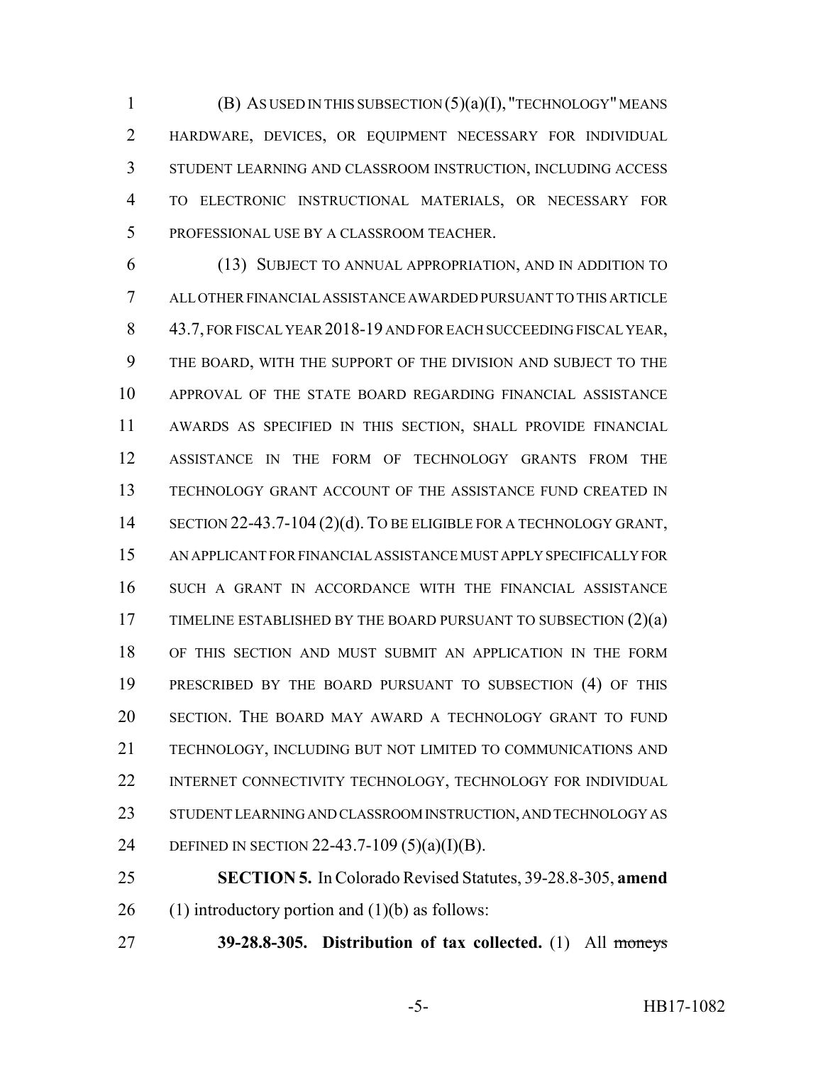(B) AS USED IN THIS SUBSECTION (5)(a)(I), "TECHNOLOGY" MEANS HARDWARE, DEVICES, OR EQUIPMENT NECESSARY FOR INDIVIDUAL STUDENT LEARNING AND CLASSROOM INSTRUCTION, INCLUDING ACCESS TO ELECTRONIC INSTRUCTIONAL MATERIALS, OR NECESSARY FOR PROFESSIONAL USE BY A CLASSROOM TEACHER.

(13) SUBJECT TO ANNUAL APPROPRIATION, AND IN ADDITION TO ALL OTHER FINANCIAL ASSISTANCE AWARDED PURSUANT TO THIS ARTICLE 43.7, FOR FISCAL YEAR 2018-19 AND FOR EACH SUCCEEDING FISCAL YEAR, THE BOARD, WITH THE SUPPORT OF THE DIVISION AND SUBJECT TO THE APPROVAL OF THE STATE BOARD REGARDING FINANCIAL ASSISTANCE AWARDS AS SPECIFIED IN THIS SECTION, SHALL PROVIDE FINANCIAL ASSISTANCE IN THE FORM OF TECHNOLOGY GRANTS FROM THE TECHNOLOGY GRANT ACCOUNT OF THE ASSISTANCE FUND CREATED IN SECTION 22-43.7-104 (2)(d). TO BE ELIGIBLE FOR A TECHNOLOGY GRANT, AN APPLICANT FOR FINANCIAL ASSISTANCE MUST APPLY SPECIFICALLY FOR SUCH A GRANT IN ACCORDANCE WITH THE FINANCIAL ASSISTANCE TIMELINE ESTABLISHED BY THE BOARD PURSUANT TO SUBSECTION (2)(a) OF THIS SECTION AND MUST SUBMIT AN APPLICATION IN THE FORM PRESCRIBED BY THE BOARD PURSUANT TO SUBSECTION (4) OF THIS SECTION. THE BOARD MAY AWARD A TECHNOLOGY GRANT TO FUND TECHNOLOGY, INCLUDING BUT NOT LIMITED TO COMMUNICATIONS AND INTERNET CONNECTIVITY TECHNOLOGY, TECHNOLOGY FOR INDIVIDUAL STUDENT LEARNING AND CLASSROOM INSTRUCTION, AND TECHNOLOGY AS DEFINED IN SECTION 22-43.7-109 (5)(a)(I)(B).

**SECTION 5.** In Colorado Revised Statutes, 39-28.8-305, **amend** (1) introductory portion and (1)(b) as follows:

**39-28.8-305. Distribution of tax collected.** (1) All ~~moneys~~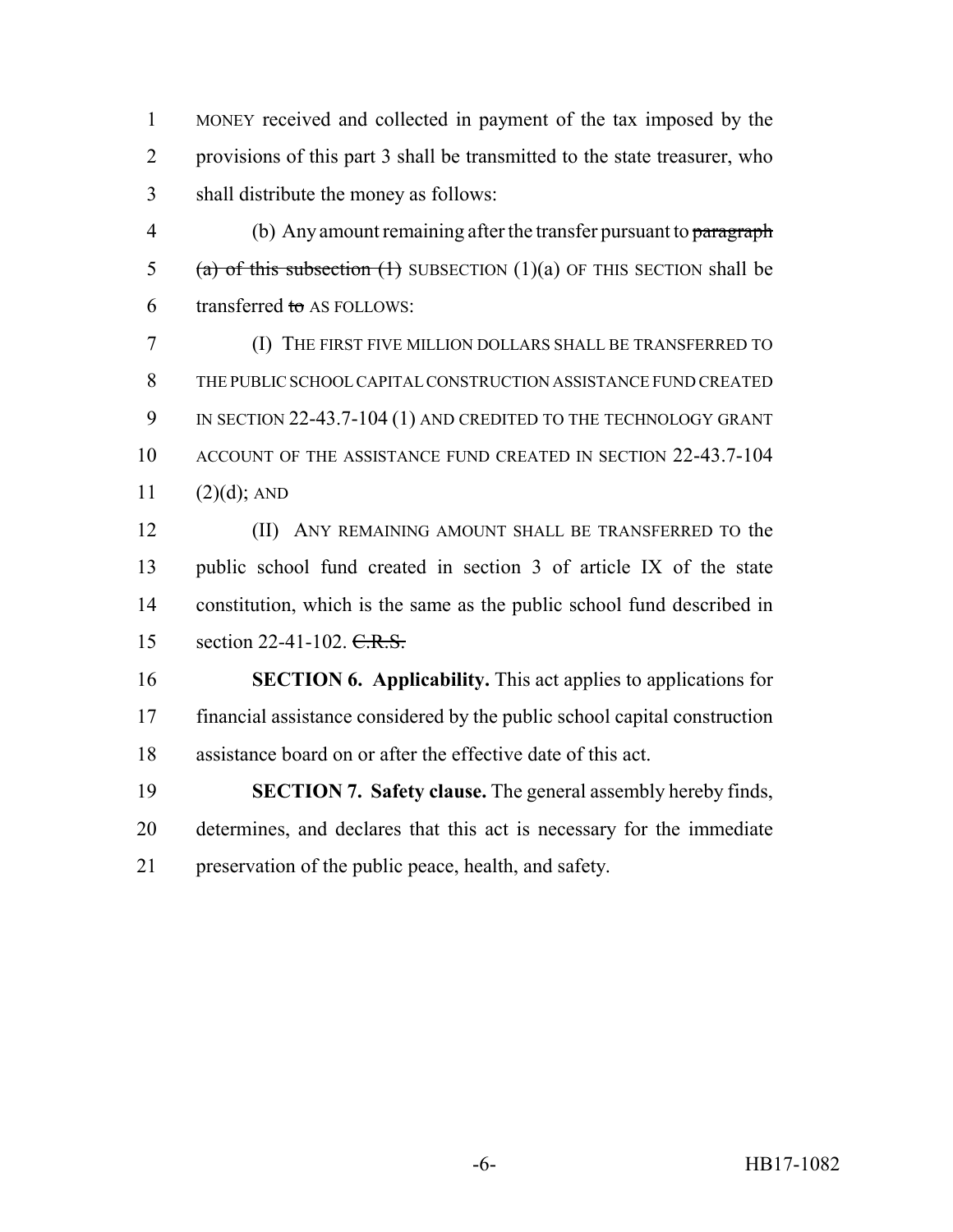MONEY received and collected in payment of the tax imposed by the provisions of this part 3 shall be transmitted to the state treasurer, who shall distribute the money as follows:

(b) Any amount remaining after the transfer pursuant to ~~paragraph (a) of this subsection (1)~~ SUBSECTION (1)(a) OF THIS SECTION shall be transferred ~~to~~ AS FOLLOWS:

(I) THE FIRST FIVE MILLION DOLLARS SHALL BE TRANSFERRED TO THE PUBLIC SCHOOL CAPITAL CONSTRUCTION ASSISTANCE FUND CREATED IN SECTION 22-43.7-104 (1) AND CREDITED TO THE TECHNOLOGY GRANT ACCOUNT OF THE ASSISTANCE FUND CREATED IN SECTION 22-43.7-104 (2)(d); AND

(II) ANY REMAINING AMOUNT SHALL BE TRANSFERRED TO the public school fund created in section 3 of article IX of the state constitution, which is the same as the public school fund described in section 22-41-102. ~~C.R.S.~~

**SECTION 6. Applicability.** This act applies to applications for financial assistance considered by the public school capital construction assistance board on or after the effective date of this act.

**SECTION 7. Safety clause.** The general assembly hereby finds, determines, and declares that this act is necessary for the immediate preservation of the public peace, health, and safety.